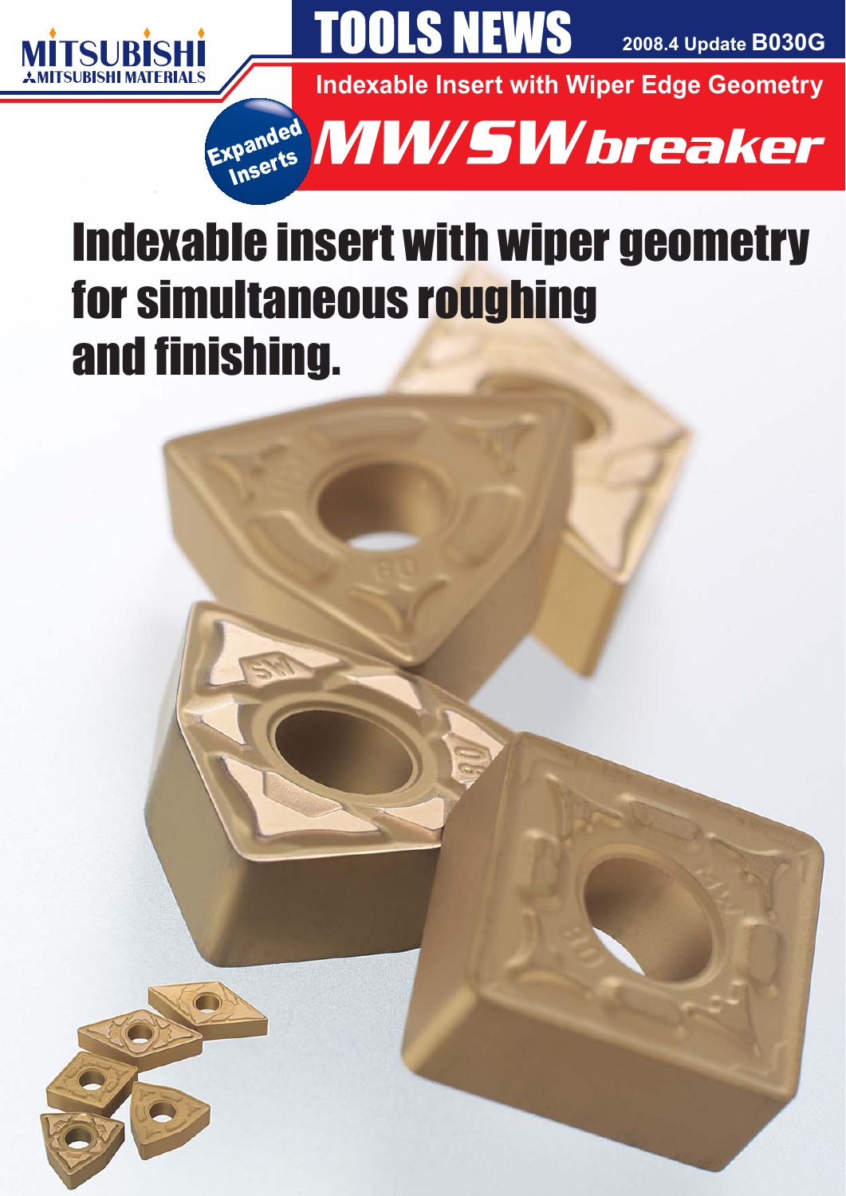MITSUBISHI
MITSUBISHI MATERIALS

# TOOLS NEWS

2008.4 Update **B030G**

**Indexable Insert with Wiper Edge Geometry**

Expanded Inserts

# *MW/SW breaker*

## Indexable insert with wiper geometry for simultaneous roughing and finishing.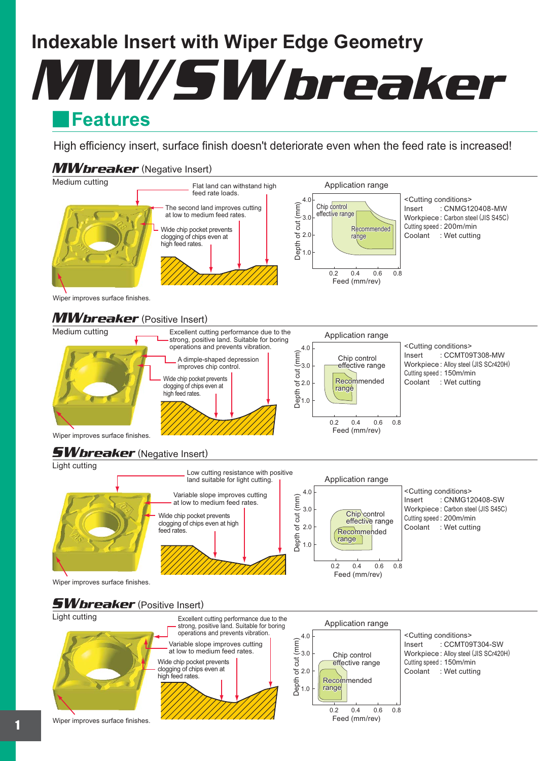# Indexable Insert with Wiper Edge Geometry

# MW/SW breaker

## Features

High efficiency insert, surface finish doesn't deteriorate even when the feed rate is increased!

### MWbreaker (Negative Insert)

Medium cutting

Flat land can withstand high feed rate loads.

The second land improves cutting at low to medium feed rates.

Wide chip pocket prevents clogging of chips even at high feed rates.

Wiper improves surface finishes.

Application range

Depth of cut (mm)
4.0
3.0
2.0
1.0
0.2
0.4
0.6
0.8
Feed (mm/rev)
Chip control effective range
Recommended range

<Cutting conditions>
Insert : CNMG120408-MW
Workpiece : Carbon steel (JIS S45C)
Cutting speed : 200m/min
Coolant : Wet cutting

### MWbreaker (Positive Insert)

Medium cutting

Excellent cutting performance due to the strong, positive land. Suitable for boring operations and prevents vibration.

A dimple-shaped depression improves chip control.

Wide chip pocket prevents clogging of chips even at high feed rates.

Wiper improves surface finishes.

Application range

Depth of cut (mm)
4.0
3.0
2.0
1.0
0.2
0.4
0.6
0.8
Feed (mm/rev)
Chip control effective range
Recommended range

<Cutting conditions>
Insert : CCMT09T308-MW
Workpiece : Alloy steel (JIS SCr420H)
Cutting speed : 150m/min
Coolant : Wet cutting

### SWbreaker (Negative Insert)

Light cutting

Low cutting resistance with positive land suitable for light cutting.

Variable slope improves cutting at low to medium feed rates.

Wide chip pocket prevents clogging of chips even at high feed rates.

Wiper improves surface finishes.

Application range

Depth of cut (mm)
4.0
3.0
2.0
1.0
0.2
0.4
0.6
0.8
Feed (mm/rev)
Chip control effective range
Recommended range

<Cutting conditions>
Insert : CNMG120408-SW
Workpiece : Carbon steel (JIS S45C)
Cutting speed : 200m/min
Coolant : Wet cutting

### SWbreaker (Positive Insert)

Light cutting

Excellent cutting performance due to the strong, positive land. Suitable for boring operations and prevents vibration.

Variable slope improves cutting at low to medium feed rates.

Wide chip pocket prevents clogging of chips even at high feed rates.

Wiper improves surface finishes.

Application range

Depth of cut (mm)
4.0
3.0
2.0
1.0
0.2
0.4
0.6
0.8
Feed (mm/rev)
Chip control effective range
Recommended range

<Cutting conditions>
Insert : CCMT09T304-SW
Workpiece : Alloy steel (JIS SCr420H)
Cutting speed : 150m/min
Coolant : Wet cutting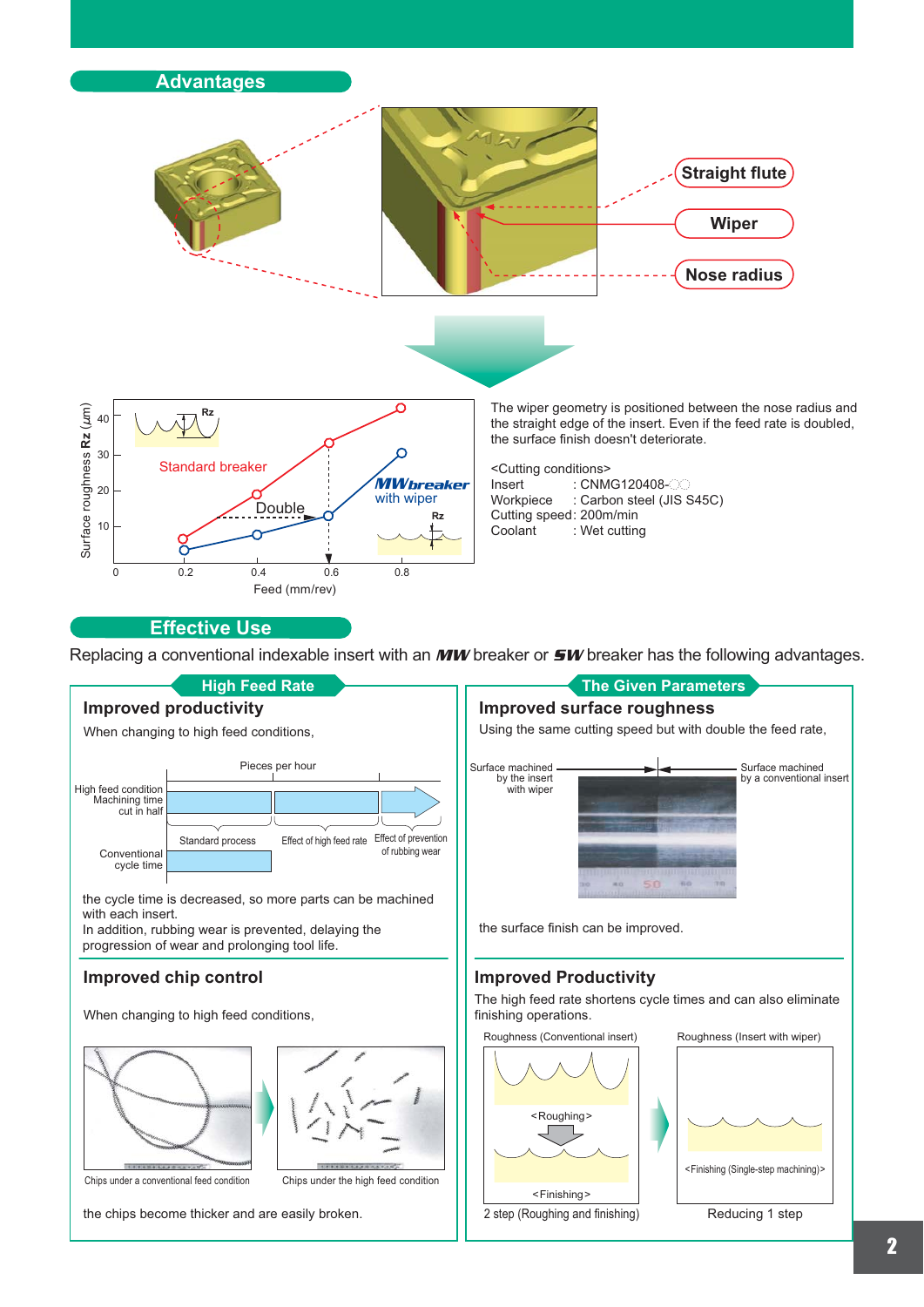## Advantages

Straight flute

Wiper

Nose radius

Surface roughness Rz (μm)

40

30

20

10

0

Rz

Standard breaker

Double

MWbreaker with wiper

Rz

0.2

0.4

0.6

0.8

Feed (mm/rev)

The wiper geometry is positioned between the nose radius and the straight edge of the insert. Even if the feed rate is doubled, the surface finish doesn't deteriorate.

<Cutting conditions>

Insert : CNMG120408-○○

Workpiece : Carbon steel (JIS S45C)

Cutting speed: 200m/min

Coolant : Wet cutting

## Effective Use

Replacing a conventional indexable insert with an *MW* breaker or *SW* breaker has the following advantages.

### High Feed Rate

#### Improved productivity

When changing to high feed conditions,

Pieces per hour

High feed condition Machining time cut in half

Conventional cycle time

Standard process

Effect of high feed rate

Effect of prevention of rubbing wear

the cycle time is decreased, so more parts can be machined with each insert.
In addition, rubbing wear is prevented, delaying the progression of wear and prolonging tool life.

#### Improved chip control

When changing to high feed conditions,

Chips under a conventional feed condition

Chips under the high feed condition

the chips become thicker and are easily broken.

### The Given Parameters

#### Improved surface roughness

Using the same cutting speed but with double the feed rate,

Surface machined by the insert with wiper

Surface machined by a conventional insert

the surface finish can be improved.

#### Improved Productivity

The high feed rate shortens cycle times and can also eliminate finishing operations.

Roughness (Conventional insert)

<Roughing>

<Finishing>

2 step (Roughing and finishing)

Roughness (Insert with wiper)

<Finishing (Single-step machining)>

Reducing 1 step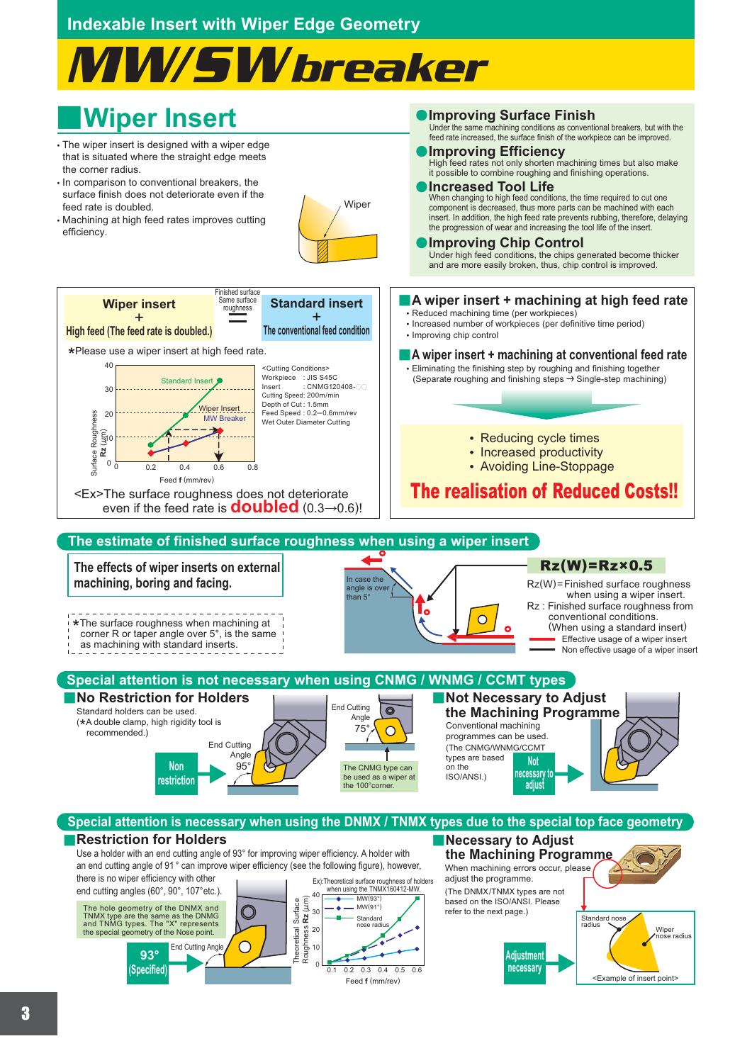Indexable Insert with Wiper Edge Geometry

# MW/SW breaker

## Wiper Insert

- The wiper insert is designed with a wiper edge that is situated where the straight edge meets the corner radius.
- In comparison to conventional breakers, the surface finish does not deteriorate even if the feed rate is doubled.
- Machining at high feed rates improves cutting efficiency.

Wiper

### ●Improving Surface Finish

Under the same machining conditions as conventional breakers, but with the feed rate increased, the surface finish of the workpiece can be improved.

### ●Improving Efficiency

High feed rates not only shorten machining times but also make it possible to combine roughing and finishing operations.

### ●Increased Tool Life

When changing to high feed conditions, the time required to cut one component is decreased, thus more parts can be machined with each insert. In addition, the high feed rate prevents rubbing, therefore, delaying the progression of wear and increasing the tool life of the insert.

### ●Improving Chip Control

Under high feed conditions, the chips generated become thicker and are more easily broken, thus, chip control is improved.

**Wiper insert + High feed (The feed rate is doubled.)** = (Finished surface Same surface roughness) **Standard insert + The conventional feed condition**

*Please use a wiper insert at high feed rate.

<Cutting Conditions>
Workpiece : JIS S45C
Insert : CNMG120408-○○
Cutting Speed: 200m/min
Depth of Cut: 1.5mm
Feed Speed : 0.2–0.6mm/rev
Wet Outer Diameter Cutting

(Graph: Surface Roughness Rz (μm) vs Feed f (mm/rev); Standard Insert, Wiper Insert MW Breaker)

<Ex>The surface roughness does not deteriorate even if the feed rate is **doubled** (0.3→0.6)!

### A wiper insert + machining at high feed rate

- Reduced machining time (per workpieces)
- Increased number of workpieces (per definitive time period)
- Improving chip control

### A wiper insert + machining at conventional feed rate

- Eliminating the finishing step by roughing and finishing together (Separate roughing and finishing steps → Single-step machining)

- Reducing cycle times
- Increased productivity
- Avoiding Line-Stoppage

**The realisation of Reduced Costs!!**

## The estimate of finished surface roughness when using a wiper insert

**The effects of wiper inserts on external machining, boring and facing.**

*The surface roughness when machining at corner R or taper angle over 5°, is the same as machining with standard inserts.

In case the angle is over than 5°

**Rz(W)=Rz×0.5**

Rz(W)=Finished surface roughness when using a wiper insert.
Rz : Finished surface roughness from conventional conditions. (When using a standard insert)

Effective usage of a wiper insert
Non effective usage of a wiper insert

## Special attention is not necessary when using CNMG / WNMG / CCMT types

### No Restriction for Holders

Standard holders can be used.
(*A double clamp, high rigidity tool is recommended.)

Non restriction — End Cutting Angle 95° / End Cutting Angle 75°

The CNMG type can be used as a wiper at the 100°corner.

### Not Necessary to Adjust the Machining Programme

Conventional machining programmes can be used.
(The CNMG/WNMG/CCMT types are based on the ISO/ANSI.)

Not necessary to adjust

## Special attention is necessary when using the DNMX / TNMX types due to the special top face geometry

### Restriction for Holders

Use a holder with an end cutting angle of 93° for improving wiper efficiency. A holder with an end cutting angle of 91 ° can improve wiper efficiency (see the following figure), however, there is no wiper efficiency with other end cutting angles (60°, 90°, 107°etc.).

The hole geometry of the DNMX and TNMX type are the same as the DNMG and TNMG types. The "X" represents the special geometry of the Nose point.

93° (Specified) — End Cutting Angle

Ex):Theoretical surface roughness of holders when using the TNMX160412-MW.
(Graph: Theoretical Surface Roughness Rz (μm) vs Feed f (mm/rev); MW(93°), MW(91°), Standard nose radius)

### Necessary to Adjust the Machining Programme

When machining errors occur, please adjust the programme.
(The DNMX/TNMX types are not based on the ISO/ANSI. Please refer to the next page.)

Adjustment necessary

Standard nose radius / Wiper nose radius
<Example of insert point>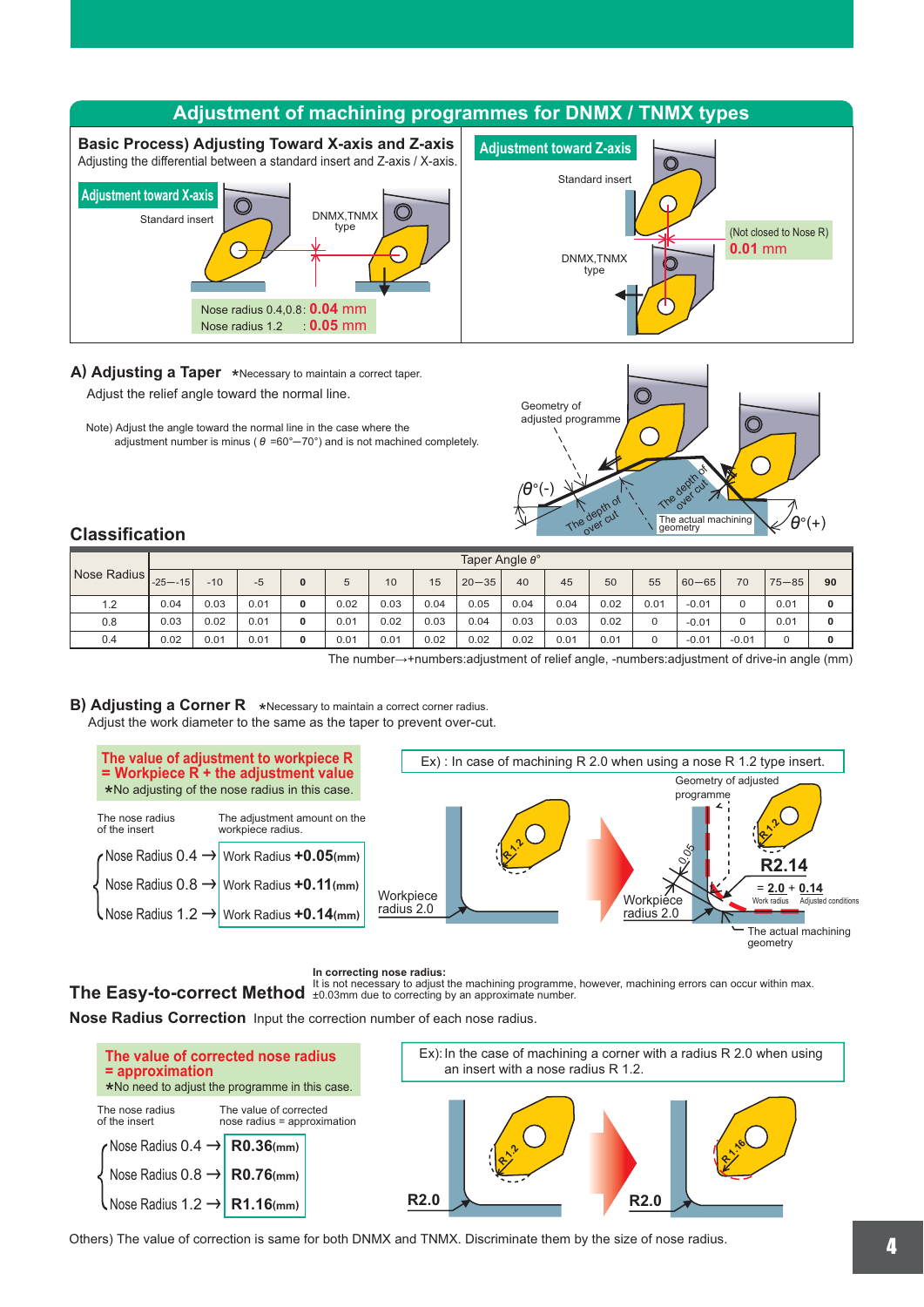# Adjustment of machining programmes for DNMX / TNMX types

## Basic Process) Adjusting Toward X-axis and Z-axis

Adjusting the differential between a standard insert and Z-axis / X-axis.

**Adjustment toward X-axis**

Standard insert

DNMX,TNMX type

Nose radius 0.4,0.8: **0.04** mm
Nose radius 1.2 : **0.05** mm

**Adjustment toward Z-axis**

Standard insert

DNMX,TNMX type

(Not closed to Nose R)
**0.01** mm

## A) Adjusting a Taper

*Necessary to maintain a correct taper.

Adjust the relief angle toward the normal line.

Note) Adjust the angle toward the normal line in the case where the adjustment number is minus ( $\theta$ =60°—70°) and is not machined completely.

Geometry of adjusted programme

$\theta$°(-)

The depth of over cut

The depth of over cut

The actual machining geometry

$\theta$°(+)

## Classification

| Nose Radius | Taper Angle $\theta$° | | | | | | | | | | | | | | | |
|---|---|---|---|---|---|---|---|---|---|---|---|---|---|---|---|---|
| | -25—-15 | -10 | -5 | **0** | 5 | 10 | 15 | 20—35 | 40 | 45 | 50 | 55 | 60—65 | 70 | 75—85 | **90** |
| 1.2 | 0.04 | 0.03 | 0.01 | **0** | 0.02 | 0.03 | 0.04 | 0.05 | 0.04 | 0.04 | 0.02 | 0.01 | -0.01 | 0 | 0.01 | **0** |
| 0.8 | 0.03 | 0.02 | 0.01 | **0** | 0.01 | 0.02 | 0.03 | 0.04 | 0.03 | 0.03 | 0.02 | 0 | -0.01 | 0 | 0.01 | **0** |
| 0.4 | 0.02 | 0.01 | 0.01 | **0** | 0.01 | 0.01 | 0.02 | 0.02 | 0.02 | 0.01 | 0.01 | 0 | -0.01 | -0.01 | 0 | **0** |

The number→+numbers:adjustment of relief angle, -numbers:adjustment of drive-in angle (mm)

## B) Adjusting a Corner R

*Necessary to maintain a correct corner radius.

Adjust the work diameter to the same as the taper to prevent over-cut.

**The value of adjustment to workpiece R = Workpiece R + the adjustment value**

*No adjusting of the nose radius in this case.

| The nose radius of the insert | The adjustment amount on the workpiece radius. |
|---|---|
| Nose Radius 0.4 → | Work Radius **+0.05**(mm) |
| Nose Radius 0.8 → | Work Radius **+0.11**(mm) |
| Nose Radius 1.2 → | Work Radius **+0.14**(mm) |

Ex) : In case of machining R 2.0 when using a nose R 1.2 type insert.

Workpiece radius 2.0

R1.2

Geometry of adjusted programme

0.05

R1.2

**R2.14**

= **2.0** + **0.14**

Work radius Adjusted conditions

Workpiece radius 2.0

The actual machining geometry

## The Easy-to-correct Method

**In correcting nose radius:**
It is not necessary to adjust the machining programme, however, machining errors can occur within max. ±0.03mm due to correcting by an approximate number.

**Nose Radius Correction** Input the correction number of each nose radius.

**The value of corrected nose radius = approximation**

*No need to adjust the programme in this case.

| The nose radius of the insert | The value of corrected nose radius = approximation |
|---|---|
| Nose Radius 0.4 → | **R0.36**(mm) |
| Nose Radius 0.8 → | **R0.76**(mm) |
| Nose Radius 1.2 → | **R1.16**(mm) |

Ex): In the case of machining a corner with a radius R 2.0 when using an insert with a nose radius R 1.2.

R1.2

R2.0

R1.16

R2.0

Others) The value of correction is same for both DNMX and TNMX. Discriminate them by the size of nose radius.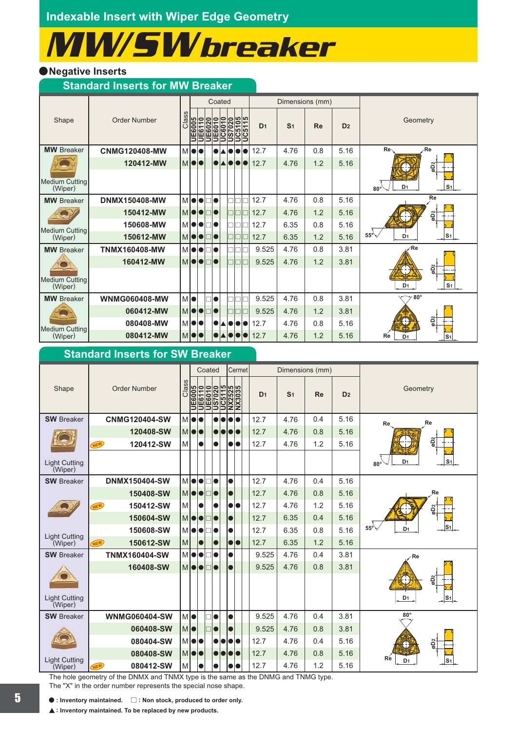# Indexable Insert with Wiper Edge Geometry

# MW/SW breaker

● **Negative Inserts**

## Standard Inserts for MW Breaker

| Shape | Order Number | Class | Coated | | | | | | | | Dimensions (mm) | | | | Geometry |
|---|---|---|---|---|---|---|---|---|---|---|---|---|---|---|---|
| | | | UE6005 | UE6110 | UE6020 | UE6010 | UC6010 | US7020 | UC5105 | UC5115 | D1 | S1 | Re | D2 | |
| **MW** Breaker / Medium Cutting (Wiper) | CNMG120408-MW | M | ● | ● | | ● | ▲ | ● | ● | ● | 12.7 | 4.76 | 0.8 | 5.16 | |
| | 120412-MW | M | ● | ● | | ● | ▲ | ● | ● | ● | 12.7 | 4.76 | 1.2 | 5.16 | |
| **MW** Breaker / Medium Cutting (Wiper) | DNMX150408-MW | M | ● | ● | □ | ● | | □ | □ | □ | 12.7 | 4.76 | 0.8 | 5.16 | |
| | 150412-MW | M | ● | ● | □ | ● | | □ | □ | □ | 12.7 | 4.76 | 1.2 | 5.16 | |
| | 150608-MW | M | ● | ● | □ | ● | | □ | □ | □ | 12.7 | 6.35 | 0.8 | 5.16 | |
| | 150612-MW | M | ● | ● | □ | ● | | □ | □ | □ | 12.7 | 6.35 | 1.2 | 5.16 | |
| **MW** Breaker / Medium Cutting (Wiper) | TNMX160408-MW | M | ● | ● | □ | ● | | □ | □ | □ | 9.525 | 4.76 | 0.8 | 3.81 | |
| | 160412-MW | M | ● | ● | □ | ● | | □ | □ | □ | 9.525 | 4.76 | 1.2 | 3.81 | |
| **MW** Breaker / Medium Cutting (Wiper) | WNMG060408-MW | M | ● | | □ | ● | | □ | □ | □ | 9.525 | 4.76 | 0.8 | 3.81 | |
| | 060412-MW | M | ● | ● | □ | ● | | □ | □ | □ | 9.525 | 4.76 | 1.2 | 3.81 | |
| | 080408-MW | M | ● | ● | | ● | ▲ | ● | ● | ● | 12.7 | 4.76 | 0.8 | 5.16 | |
| | 080412-MW | M | ● | ● | | ● | ▲ | ● | ● | ● | 12.7 | 4.76 | 1.2 | 5.16 | |

## Standard Inserts for SW Breaker

| Shape | Order Number | Class | Coated | | | | | Cermet | | Dimensions (mm) | | | | Geometry |
|---|---|---|---|---|---|---|---|---|---|---|---|---|---|---|
| | | | UE6005 | UE6110 | UE6010 | US7020 | UC5115 | NX2525 | NX3035 | D1 | S1 | Re | D2 | |
| **SW** Breaker / Light Cutting (Wiper) | CNMG120404-SW | M | ● | ● | | ● | ● | ● | ● | 12.7 | 4.76 | 0.4 | 5.16 | |
| | 120408-SW | M | ● | ● | | ● | ● | ● | ● | 12.7 | 4.76 | 0.8 | 5.16 | |
| | NEW 120412-SW | M | | ● | | ● | | ● | ● | 12.7 | 4.76 | 1.2 | 5.16 | |
| **SW** Breaker / Light Cutting (Wiper) | DNMX150404-SW | M | ● | ● | □ | ● | | ● | | 12.7 | 4.76 | 0.4 | 5.16 | |
| | 150408-SW | M | ● | ● | □ | ● | | ● | | 12.7 | 4.76 | 0.8 | 5.16 | |
| | NEW 150412-SW | M | | ● | | ● | | ● | ● | 12.7 | 4.76 | 1.2 | 5.16 | |
| | 150604-SW | M | ● | ● | □ | ● | | ● | | 12.7 | 6.35 | 0.4 | 5.16 | |
| | 150608-SW | M | ● | ● | □ | ● | | ● | | 12.7 | 6.35 | 0.8 | 5.16 | |
| | NEW 150612-SW | M | | ● | | ● | | ● | ● | 12.7 | 6.35 | 1.2 | 5.16 | |
| **SW** Breaker / Light Cutting (Wiper) | TNMX160404-SW | M | ● | ● | □ | ● | | ● | | 9.525 | 4.76 | 0.4 | 3.81 | |
| | 160408-SW | M | ● | ● | □ | ● | | ● | | 9.525 | 4.76 | 0.8 | 3.81 | |
| **SW** Breaker / Light Cutting (Wiper) | WNMG060404-SW | M | ● | | □ | ● | | ● | | 9.525 | 4.76 | 0.4 | 3.81 | |
| | 060408-SW | M | ● | | □ | ● | | ● | | 9.525 | 4.76 | 0.8 | 3.81 | |
| | 080404-SW | M | ● | ● | | ● | ● | ● | ● | 12.7 | 4.76 | 0.4 | 5.16 | |
| | 080408-SW | M | ● | ● | | ● | ● | ● | ● | 12.7 | 4.76 | 0.8 | 5.16 | |
| | NEW 080412-SW | M | | ● | | ● | | ● | ● | 12.7 | 4.76 | 1.2 | 5.16 | |

The hole geometry of the DNMX and TNMX type is the same as the DNMG and TNMG type.
The "X" in the order number represents the special nose shape.

● : Inventory maintained. □ : Non stock, produced to order only.
▲ : Inventory maintained. To be replaced by new products.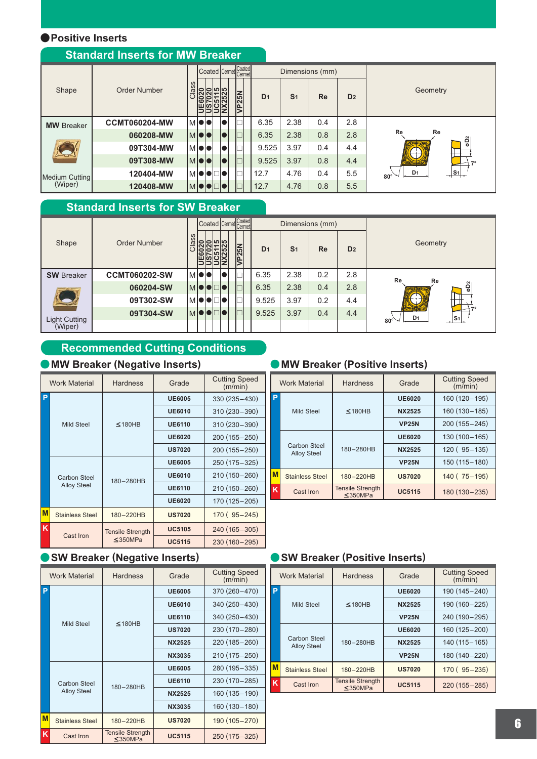## Positive Inserts

### Standard Inserts for MW Breaker

| Shape | Order Number | Class | UE6020 | US7020 | UC5115 | NX2525 | VP25N | D1 | S1 | Re | D2 | Geometry |
|---|---|---|---|---|---|---|---|---|---|---|---|---|
| | | | Coated | Coated | Coated | Cermet | Coated Cermet | Dimensions (mm) | | | | |
| MW Breaker | CCMT060204-MW | M | ● | ● | | ● | □ | 6.35 | 2.38 | 0.4 | 2.8 | |
| | 060208-MW | M | ● | ● | | ● | □ | 6.35 | 2.38 | 0.8 | 2.8 | |
| | 09T304-MW | M | ● | ● | | ● | □ | 9.525 | 3.97 | 0.4 | 4.4 | |
| | 09T308-MW | M | ● | ● | | ● | □ | 9.525 | 3.97 | 0.8 | 4.4 | |
| Medium Cutting (Wiper) | 120404-MW | M | ● | ● | □ | ● | □ | 12.7 | 4.76 | 0.4 | 5.5 | |
| | 120408-MW | M | ● | ● | □ | ● | □ | 12.7 | 4.76 | 0.8 | 5.5 | |

Re Re øD2 7° 80° D1 S1

### Standard Inserts for SW Breaker

| Shape | Order Number | Class | UE6020 | US7020 | UC5115 | NX2525 | VP25N | D1 | S1 | Re | D2 | Geometry |
|---|---|---|---|---|---|---|---|---|---|---|---|---|
| | | | Coated | Coated | Coated | Cermet | Coated Cermet | Dimensions (mm) | | | | |
| SW Breaker | CCMT060202-SW | M | ● | ● | | ● | □ | 6.35 | 2.38 | 0.2 | 2.8 | |
| | 060204-SW | M | ● | ● | □ | ● | □ | 6.35 | 2.38 | 0.4 | 2.8 | |
| | 09T302-SW | M | ● | ● | □ | ● | □ | 9.525 | 3.97 | 0.2 | 4.4 | |
| Light Cutting (Wiper) | 09T304-SW | M | ● | ● | □ | ● | □ | 9.525 | 3.97 | 0.4 | 4.4 | |

Re Re øD2 7° 80° D1 S1

### Recommended Cutting Conditions

#### MW Breaker (Negative Inserts)

| | Work Material | Hardness | Grade | Cutting Speed (m/min) |
|---|---|---|---|---|
| P | Mild Steel | ≤180HB | UE6005 | 330 (235–430) |
| | | | UE6010 | 310 (230–390) |
| | | | UE6110 | 310 (230–390) |
| | | | UE6020 | 200 (155–250) |
| | | | US7020 | 200 (155–250) |
| | Carbon Steel Alloy Steel | 180–280HB | UE6005 | 250 (175–325) |
| | | | UE6010 | 210 (150–260) |
| | | | UE6110 | 210 (150–260) |
| | | | UE6020 | 170 (125–205) |
| M | Stainless Steel | 180–220HB | US7020 | 170 ( 95–245) |
| K | Cast Iron | Tensile Strength ≤350MPa | UC5105 | 240 (165–305) |
| | | | UC5115 | 230 (160–295) |

#### MW Breaker (Positive Inserts)

| | Work Material | Hardness | Grade | Cutting Speed (m/min) |
|---|---|---|---|---|
| P | Mild Steel | ≤180HB | UE6020 | 160 (120–195) |
| | | | NX2525 | 160 (130–185) |
| | | | VP25N | 200 (155–245) |
| | Carbon Steel Alloy Steel | 180–280HB | UE6020 | 130 (100–165) |
| | | | NX2525 | 120 ( 95–135) |
| | | | VP25N | 150 (115–180) |
| M | Stainless Steel | 180–220HB | US7020 | 140 ( 75–195) |
| K | Cast Iron | Tensile Strength ≤350MPa | UC5115 | 180 (130–235) |

#### SW Breaker (Negative Inserts)

| | Work Material | Hardness | Grade | Cutting Speed (m/min) |
|---|---|---|---|---|
| P | Mild Steel | ≤180HB | UE6005 | 370 (260–470) |
| | | | UE6010 | 340 (250–430) |
| | | | UE6110 | 340 (250–430) |
| | | | US7020 | 230 (170–280) |
| | | | NX2525 | 220 (185–260) |
| | | | NX3035 | 210 (175–250) |
| | Carbon Steel Alloy Steel | 180–280HB | UE6005 | 280 (195–335) |
| | | | UE6110 | 230 (170–285) |
| | | | NX2525 | 160 (135–190) |
| | | | NX3035 | 160 (130–180) |
| M | Stainless Steel | 180–220HB | US7020 | 190 (105–270) |
| K | Cast Iron | Tensile Strength ≤350MPa | UC5115 | 250 (175–325) |

#### SW Breaker (Positive Inserts)

| | Work Material | Hardness | Grade | Cutting Speed (m/min) |
|---|---|---|---|---|
| P | Mild Steel | ≤180HB | UE6020 | 190 (145–240) |
| | | | NX2525 | 190 (160–225) |
| | | | VP25N | 240 (190–295) |
| | Carbon Steel Alloy Steel | 180–280HB | UE6020 | 160 (125–200) |
| | | | NX2525 | 140 (115–165) |
| | | | VP25N | 180 (140–220) |
| M | Stainless Steel | 180–220HB | US7020 | 170 ( 95–235) |
| K | Cast Iron | Tensile Strength ≤350MPa | UC5115 | 220 (155–285) |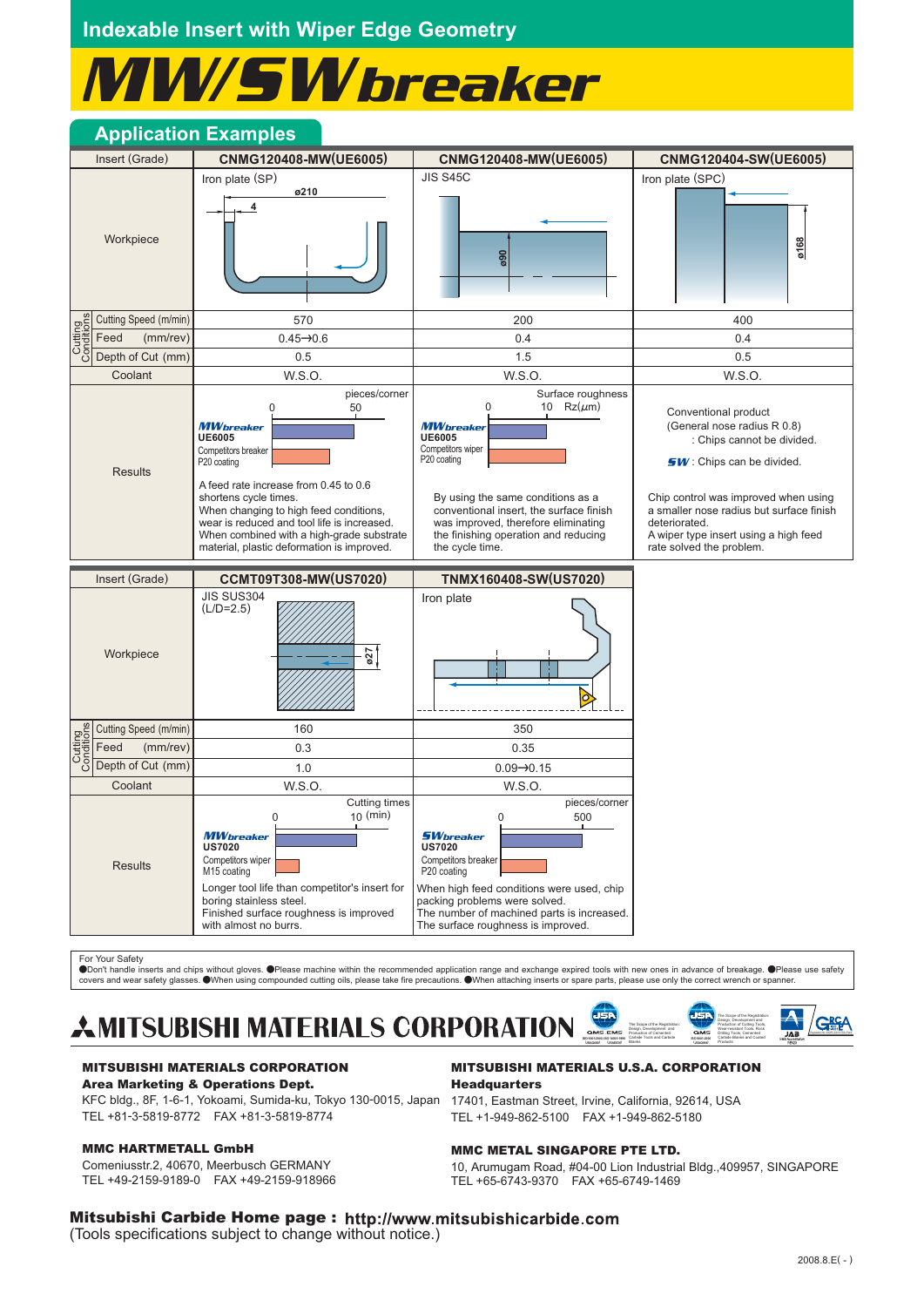# Indexable Insert with Wiper Edge Geometry

# MW/SW breaker

## Application Examples

| Insert (Grade) | CNMG120408-MW(UE6005) | CNMG120408-MW(UE6005) | CNMG120404-SW(UE6005) |
|---|---|---|---|
| Workpiece | Iron plate (SP) ø210, 4 | JIS S45C ø90 | Iron plate (SPC) ø168 |
| Cutting Conditions: Cutting Speed (m/min) | 570 | 200 | 400 |
| Cutting Conditions: Feed (mm/rev) | 0.45→0.6 | 0.4 | 0.4 |
| Cutting Conditions: Depth of Cut (mm) | 0.5 | 1.5 | 0.5 |
| Coolant | W.S.O. | W.S.O. | W.S.O. |
| Results | pieces/corner 0 50; MW breaker UE6005; Competitors breaker P20 coating. A feed rate increase from 0.45 to 0.6 shortens cycle times. When changing to high feed conditions, wear is reduced and tool life is increased. When combined with a high-grade substrate material, plastic deformation is improved. | Surface roughness 0 10 Rz(μm); MW breaker UE6005; Competitors wiper P20 coating. By using the same conditions as a conventional insert, the surface finish was improved, therefore eliminating the finishing operation and reducing the cycle time. | Conventional product (General nose radius R 0.8) : Chips cannot be divided. SW : Chips can be divided. Chip control was improved when using a smaller nose radius but surface finish deteriorated. A wiper type insert using a high feed rate solved the problem. |

| Insert (Grade) | CCMT09T308-MW(US7020) | TNMX160408-SW(US7020) |
|---|---|---|
| Workpiece | JIS SUS304 (L/D=2.5) ø27 | Iron plate |
| Cutting Conditions: Cutting Speed (m/min) | 160 | 350 |
| Cutting Conditions: Feed (mm/rev) | 0.3 | 0.35 |
| Cutting Conditions: Depth of Cut (mm) | 1.0 | 0.09→0.15 |
| Coolant | W.S.O. | W.S.O. |
| Results | Cutting times 0 10 (min); MW breaker US7020; Competitors wiper M15 coating. Longer tool life than competitor's insert for boring stainless steel. Finished surface roughness is improved with almost no burrs. | pieces/corner 0 500; SW breaker US7020; Competitors breaker P20 coating. When high feed conditions were used, chip packing problems were solved. The number of machined parts is increased. The surface roughness is improved. |

For Your Safety
●Don't handle inserts and chips without gloves. ●Please machine within the recommended application range and exchange expired tools with new ones in advance of breakage. ●Please use safety covers and wear safety glasses. ●When using compounded cutting oils, please take fire precautions. ●When attaching inserts or spare parts, please use only the correct wrench or spanner.

**MITSUBISHI MATERIALS CORPORATION**

**MITSUBISHI MATERIALS CORPORATION**
**Area Marketing & Operations Dept.**
KFC bldg., 8F, 1-6-1, Yokoami, Sumida-ku, Tokyo 130-0015, Japan
TEL +81-3-5819-8772 FAX +81-3-5819-8774

**MITSUBISHI MATERIALS U.S.A. CORPORATION**
**Headquarters**
17401, Eastman Street, Irvine, California, 92614, USA
TEL +1-949-862-5100 FAX +1-949-862-5180

**MMC HARTMETALL GmbH**
Comeniusstr.2, 40670, Meerbusch GERMANY
TEL +49-2159-9189-0 FAX +49-2159-918966

**MMC METAL SINGAPORE PTE LTD.**
10, Arumugam Road, #04-00 Lion Industrial Bldg.,409957, SINGAPORE
TEL +65-6743-9370 FAX +65-6749-1469

**Mitsubishi Carbide Home page : http://www.mitsubishicarbide.com**
(Tools specifications subject to change without notice.)

2008.8.E( - )